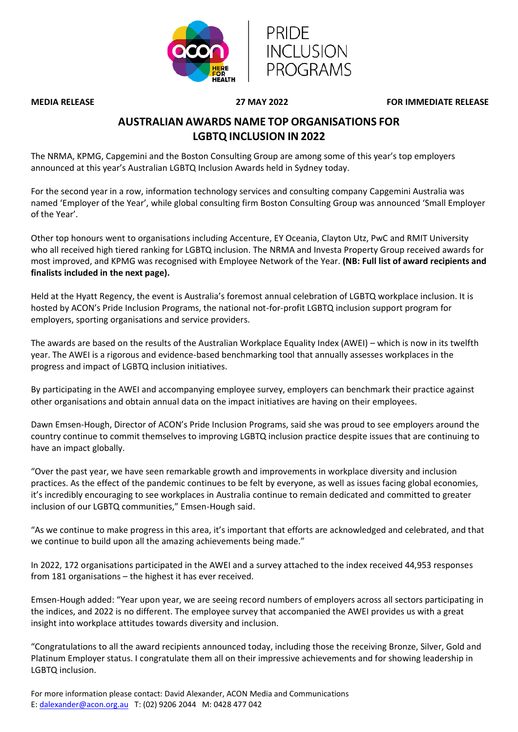PRIDE INCLUSION PROGRAMS

**MEDIA RELEASE** **27 MAY 2022** **FOR IMMEDIATE RELEASE**

# AUSTRALIAN AWARDS NAME TOP ORGANISATIONS FOR LGBTQ INCLUSION IN 2022

The NRMA, KPMG, Capgemini and the Boston Consulting Group are among some of this year's top employers announced at this year's Australian LGBTQ Inclusion Awards held in Sydney today.

For the second year in a row, information technology services and consulting company Capgemini Australia was named 'Employer of the Year', while global consulting firm Boston Consulting Group was announced 'Small Employer of the Year'.

Other top honours went to organisations including Accenture, EY Oceania, Clayton Utz, PwC and RMIT University who all received high tiered ranking for LGBTQ inclusion. The NRMA and Investa Property Group received awards for most improved, and KPMG was recognised with Employee Network of the Year. **(NB: Full list of award recipients and finalists included in the next page).**

Held at the Hyatt Regency, the event is Australia's foremost annual celebration of LGBTQ workplace inclusion. It is hosted by ACON's Pride Inclusion Programs, the national not-for-profit LGBTQ inclusion support program for employers, sporting organisations and service providers.

The awards are based on the results of the Australian Workplace Equality Index (AWEI) – which is now in its twelfth year. The AWEI is a rigorous and evidence-based benchmarking tool that annually assesses workplaces in the progress and impact of LGBTQ inclusion initiatives.

By participating in the AWEI and accompanying employee survey, employers can benchmark their practice against other organisations and obtain annual data on the impact initiatives are having on their employees.

Dawn Emsen-Hough, Director of ACON's Pride Inclusion Programs, said she was proud to see employers around the country continue to commit themselves to improving LGBTQ inclusion practice despite issues that are continuing to have an impact globally.

"Over the past year, we have seen remarkable growth and improvements in workplace diversity and inclusion practices. As the effect of the pandemic continues to be felt by everyone, as well as issues facing global economies, it's incredibly encouraging to see workplaces in Australia continue to remain dedicated and committed to greater inclusion of our LGBTQ communities," Emsen-Hough said.

"As we continue to make progress in this area, it's important that efforts are acknowledged and celebrated, and that we continue to build upon all the amazing achievements being made."

In 2022, 172 organisations participated in the AWEI and a survey attached to the index received 44,953 responses from 181 organisations – the highest it has ever received.

Emsen-Hough added: "Year upon year, we are seeing record numbers of employers across all sectors participating in the indices, and 2022 is no different. The employee survey that accompanied the AWEI provides us with a great insight into workplace attitudes towards diversity and inclusion.

"Congratulations to all the award recipients announced today, including those the receiving Bronze, Silver, Gold and Platinum Employer status. I congratulate them all on their impressive achievements and for showing leadership in LGBTQ inclusion.

For more information please contact: David Alexander, ACON Media and Communications
E: dalexander@acon.org.au T: (02) 9206 2044 M: 0428 477 042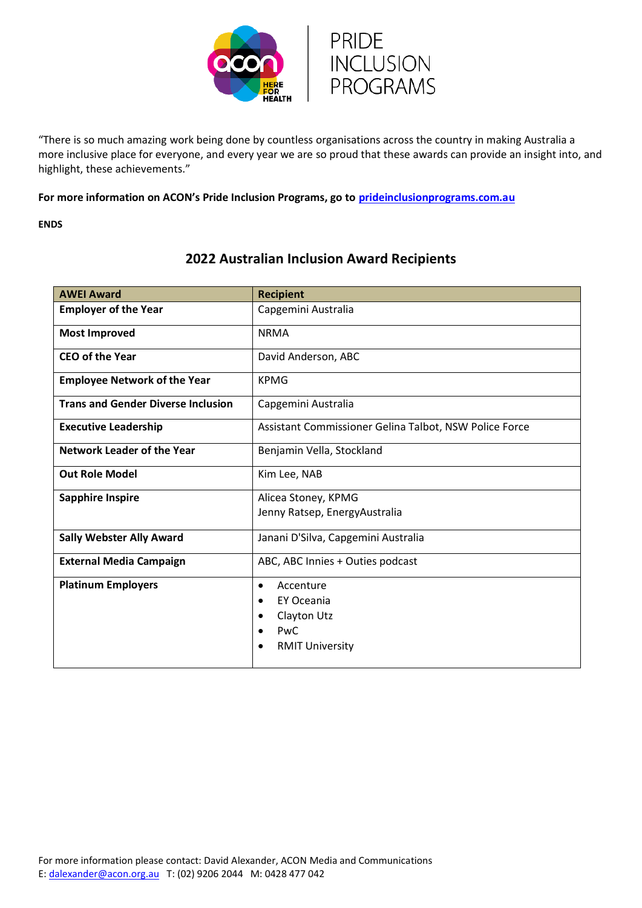"There is so much amazing work being done by countless organisations across the country in making Australia a more inclusive place for everyone, and every year we are so proud that these awards can provide an insight into, and highlight, these achievements."

**For more information on ACON's Pride Inclusion Programs, go to [prideinclusionprograms.com.au](prideinclusionprograms.com.au)**

**ENDS**

## 2022 Australian Inclusion Award Recipients

| AWEI Award | Recipient |
|---|---|
| **Employer of the Year** | Capgemini Australia |
| **Most Improved** | NRMA |
| **CEO of the Year** | David Anderson, ABC |
| **Employee Network of the Year** | KPMG |
| **Trans and Gender Diverse Inclusion** | Capgemini Australia |
| **Executive Leadership** | Assistant Commissioner Gelina Talbot, NSW Police Force |
| **Network Leader of the Year** | Benjamin Vella, Stockland |
| **Out Role Model** | Kim Lee, NAB |
| **Sapphire Inspire** | Alicea Stoney, KPMG<br>Jenny Ratsep, EnergyAustralia |
| **Sally Webster Ally Award** | Janani D'Silva, Capgemini Australia |
| **External Media Campaign** | ABC, ABC Innies + Outies podcast |
| **Platinum Employers** | • Accenture<br>• EY Oceania<br>• Clayton Utz<br>• PwC<br>• RMIT University |

For more information please contact: David Alexander, ACON Media and Communications
E: dalexander@acon.org.au T: (02) 9206 2044 M: 0428 477 042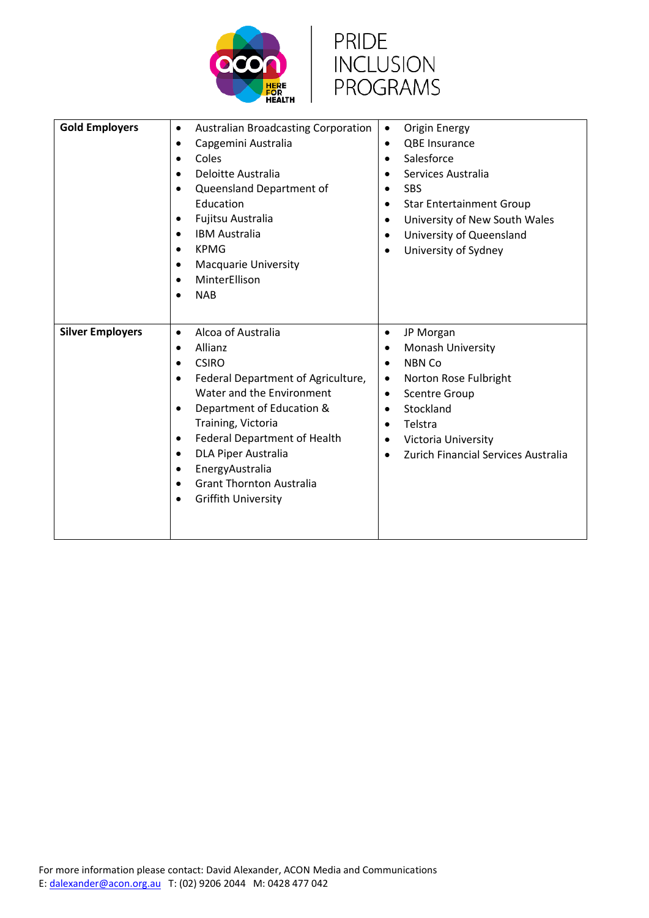PRIDE INCLUSION PROGRAMS

| | | |
|---|---|---|
| **Gold Employers** | • Australian Broadcasting Corporation<br>• Capgemini Australia<br>• Coles<br>• Deloitte Australia<br>• Queensland Department of Education<br>• Fujitsu Australia<br>• IBM Australia<br>• KPMG<br>• Macquarie University<br>• MinterEllison<br>• NAB | • Origin Energy<br>• QBE Insurance<br>• Salesforce<br>• Services Australia<br>• SBS<br>• Star Entertainment Group<br>• University of New South Wales<br>• University of Queensland<br>• University of Sydney |
| **Silver Employers** | • Alcoa of Australia<br>• Allianz<br>• CSIRO<br>• Federal Department of Agriculture, Water and the Environment<br>• Department of Education & Training, Victoria<br>• Federal Department of Health<br>• DLA Piper Australia<br>• EnergyAustralia<br>• Grant Thornton Australia<br>• Griffith University | • JP Morgan<br>• Monash University<br>• NBN Co<br>• Norton Rose Fulbright<br>• Scentre Group<br>• Stockland<br>• Telstra<br>• Victoria University<br>• Zurich Financial Services Australia |

For more information please contact: David Alexander, ACON Media and Communications
E: dalexander@acon.org.au T: (02) 9206 2044 M: 0428 477 042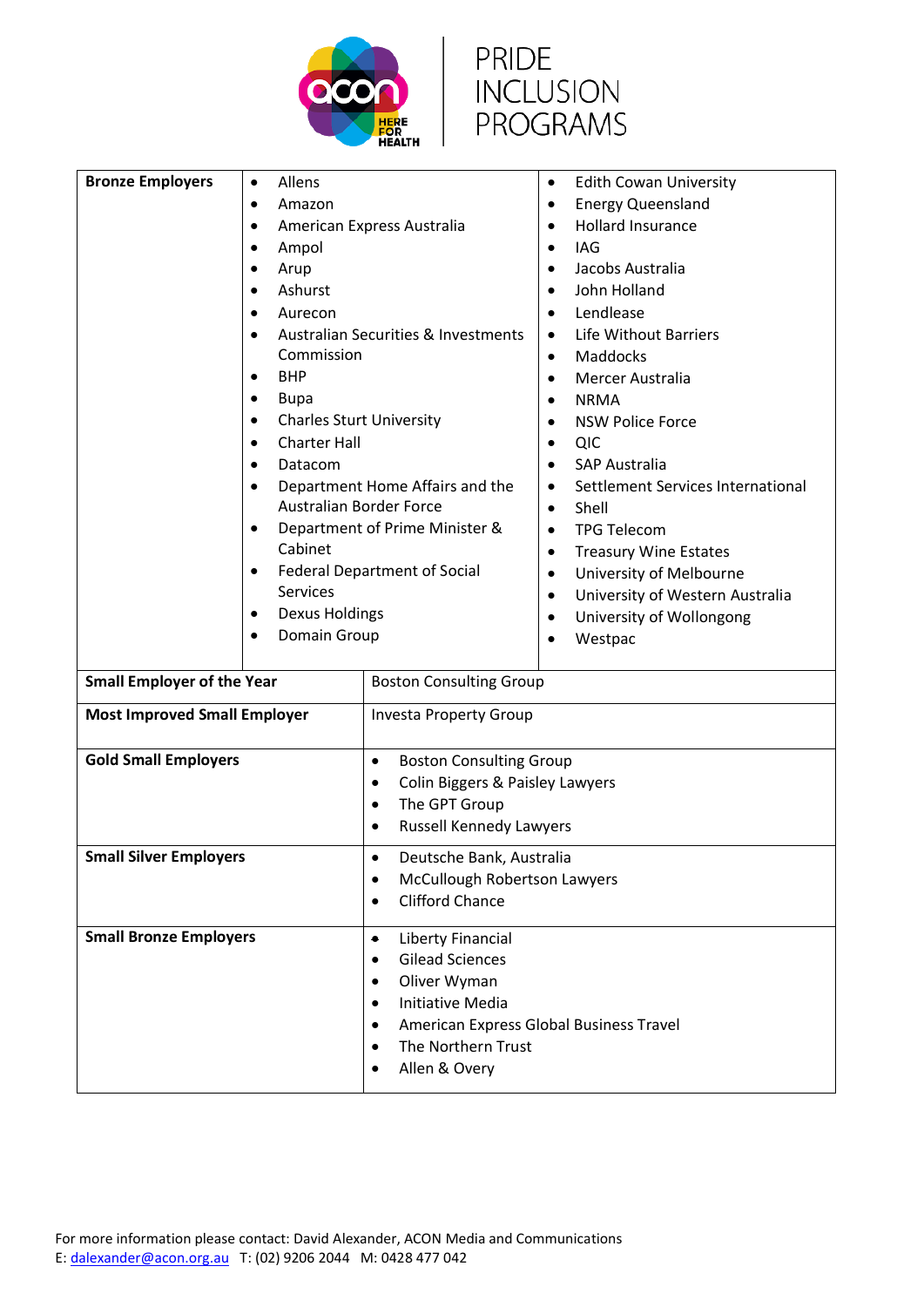PRIDE INCLUSION PROGRAMS

| | | |
|---|---|---|
| **Bronze Employers** | • Allens<br>• Amazon<br>• American Express Australia<br>• Ampol<br>• Arup<br>• Ashurst<br>• Aurecon<br>• Australian Securities & Investments Commission<br>• BHP<br>• Bupa<br>• Charles Sturt University<br>• Charter Hall<br>• Datacom<br>• Department Home Affairs and the Australian Border Force<br>• Department of Prime Minister & Cabinet<br>• Federal Department of Social Services<br>• Dexus Holdings<br>• Domain Group | • Edith Cowan University<br>• Energy Queensland<br>• Hollard Insurance<br>• IAG<br>• Jacobs Australia<br>• John Holland<br>• Lendlease<br>• Life Without Barriers<br>• Maddocks<br>• Mercer Australia<br>• NRMA<br>• NSW Police Force<br>• QIC<br>• SAP Australia<br>• Settlement Services International<br>• Shell<br>• TPG Telecom<br>• Treasury Wine Estates<br>• University of Melbourne<br>• University of Western Australia<br>• University of Wollongong<br>• Westpac |
| **Small Employer of the Year** | Boston Consulting Group | |
| **Most Improved Small Employer** | Investa Property Group | |
| **Gold Small Employers** | • Boston Consulting Group<br>• Colin Biggers & Paisley Lawyers<br>• The GPT Group<br>• Russell Kennedy Lawyers | |
| **Small Silver Employers** | • Deutsche Bank, Australia<br>• McCullough Robertson Lawyers<br>• Clifford Chance | |
| **Small Bronze Employers** | • Liberty Financial<br>• Gilead Sciences<br>• Oliver Wyman<br>• Initiative Media<br>• American Express Global Business Travel<br>• The Northern Trust<br>• Allen & Overy | |

For more information please contact: David Alexander, ACON Media and Communications
E: dalexander@acon.org.au T: (02) 9206 2044 M: 0428 477 042